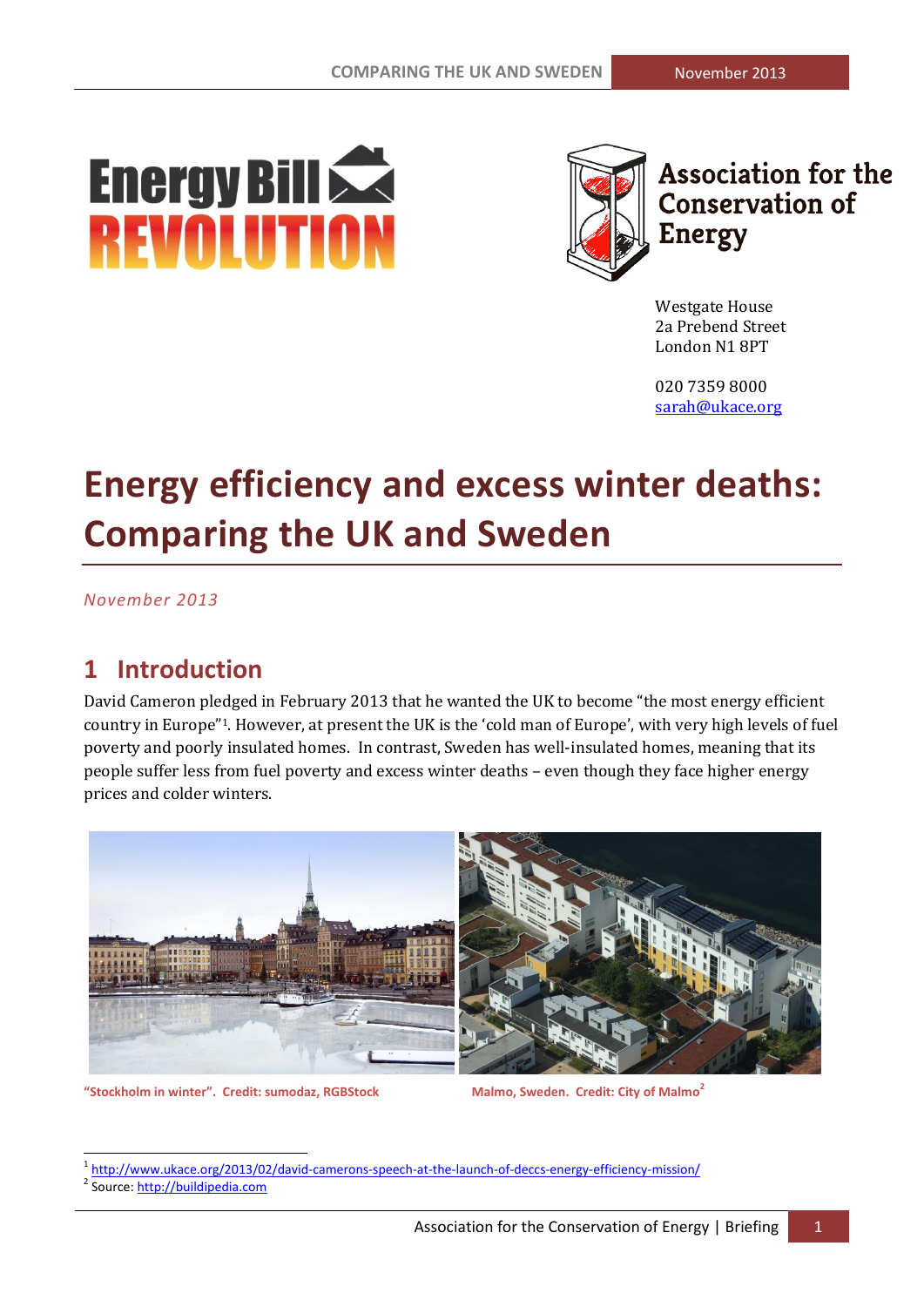Energy Bill REVOLUTION

Association for the Conservation of Energy

Westgate House
2a Prebend Street
London N1 8PT

020 7359 8000
sarah@ukace.org

# Energy efficiency and excess winter deaths: Comparing the UK and Sweden

*November 2013*

## 1 Introduction

David Cameron pledged in February 2013 that he wanted the UK to become "the most energy efficient country in Europe"[1]. However, at present the UK is the 'cold man of Europe', with very high levels of fuel poverty and poorly insulated homes. In contrast, Sweden has well-insulated homes, meaning that its people suffer less from fuel poverty and excess winter deaths – even though they face higher energy prices and colder winters.

**"Stockholm in winter". Credit: sumodaz, RGBStock**

**Malmo, Sweden. Credit: City of Malmo[2]**

[1] http://www.ukace.org/2013/02/david-camerons-speech-at-the-launch-of-deccs-energy-efficiency-mission/

[2] Source: http://buildipedia.com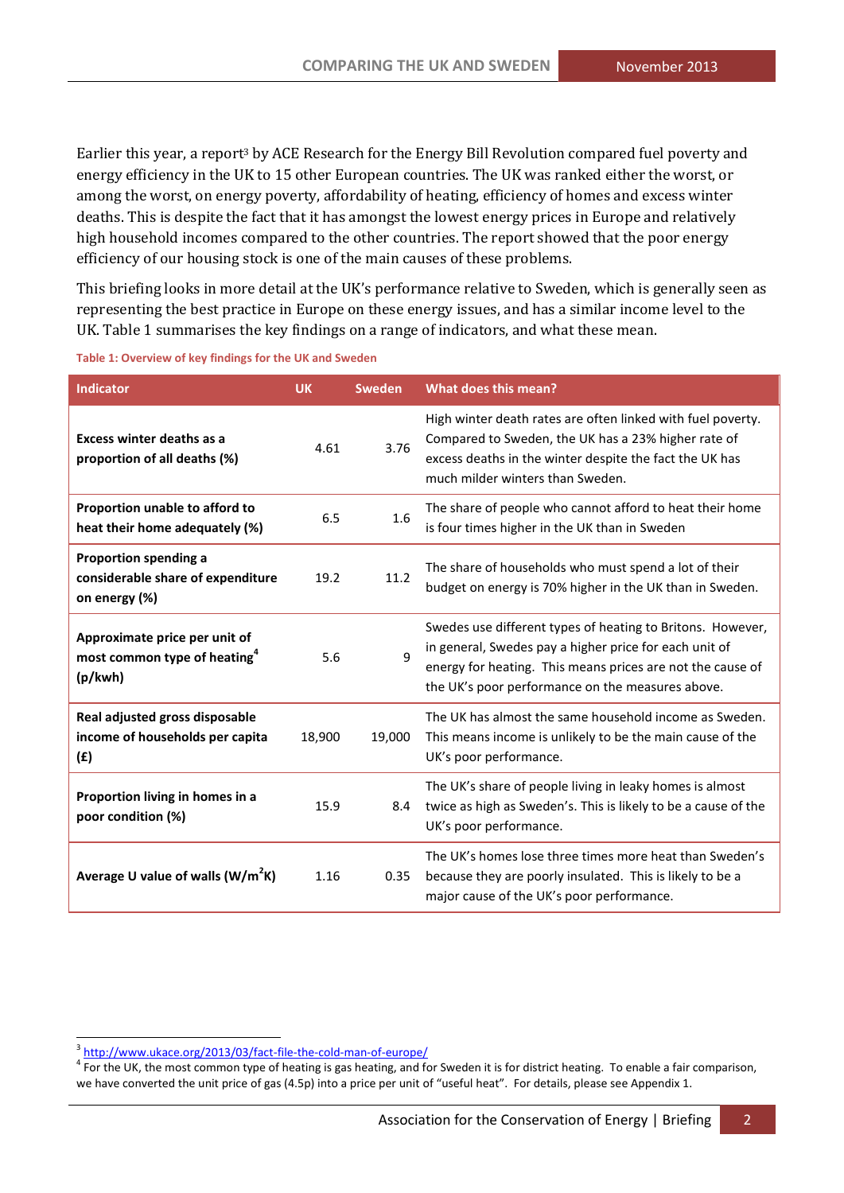Earlier this year, a report[3] by ACE Research for the Energy Bill Revolution compared fuel poverty and energy efficiency in the UK to 15 other European countries. The UK was ranked either the worst, or among the worst, on energy poverty, affordability of heating, efficiency of homes and excess winter deaths. This is despite the fact that it has amongst the lowest energy prices in Europe and relatively high household incomes compared to the other countries. The report showed that the poor energy efficiency of our housing stock is one of the main causes of these problems.

This briefing looks in more detail at the UK's performance relative to Sweden, which is generally seen as representing the best practice in Europe on these energy issues, and has a similar income level to the UK. Table 1 summarises the key findings on a range of indicators, and what these mean.

Table 1: Overview of key findings for the UK and Sweden

| Indicator | UK | Sweden | What does this mean? |
|---|---|---|---|
| **Excess winter deaths as a proportion of all deaths (%)** | 4.61 | 3.76 | High winter death rates are often linked with fuel poverty. Compared to Sweden, the UK has a 23% higher rate of excess deaths in the winter despite the fact the UK has much milder winters than Sweden. |
| **Proportion unable to afford to heat their home adequately (%)** | 6.5 | 1.6 | The share of people who cannot afford to heat their home is four times higher in the UK than in Sweden |
| **Proportion spending a considerable share of expenditure on energy (%)** | 19.2 | 11.2 | The share of households who must spend a lot of their budget on energy is 70% higher in the UK than in Sweden. |
| **Approximate price per unit of most common type of heating[4] (p/kwh)** | 5.6 | 9 | Swedes use different types of heating to Britons. However, in general, Swedes pay a higher price for each unit of energy for heating. This means prices are not the cause of the UK's poor performance on the measures above. |
| **Real adjusted gross disposable income of households per capita (£)** | 18,900 | 19,000 | The UK has almost the same household income as Sweden. This means income is unlikely to be the main cause of the UK's poor performance. |
| **Proportion living in homes in a poor condition (%)** | 15.9 | 8.4 | The UK's share of people living in leaky homes is almost twice as high as Sweden's. This is likely to be a cause of the UK's poor performance. |
| **Average U value of walls ($W/m^2K$)** | 1.16 | 0.35 | The UK's homes lose three times more heat than Sweden's because they are poorly insulated. This is likely to be a major cause of the UK's poor performance. |

[3] http://www.ukace.org/2013/03/fact-file-the-cold-man-of-europe/

[4] For the UK, the most common type of heating is gas heating, and for Sweden it is for district heating. To enable a fair comparison, we have converted the unit price of gas (4.5p) into a price per unit of "useful heat". For details, please see Appendix 1.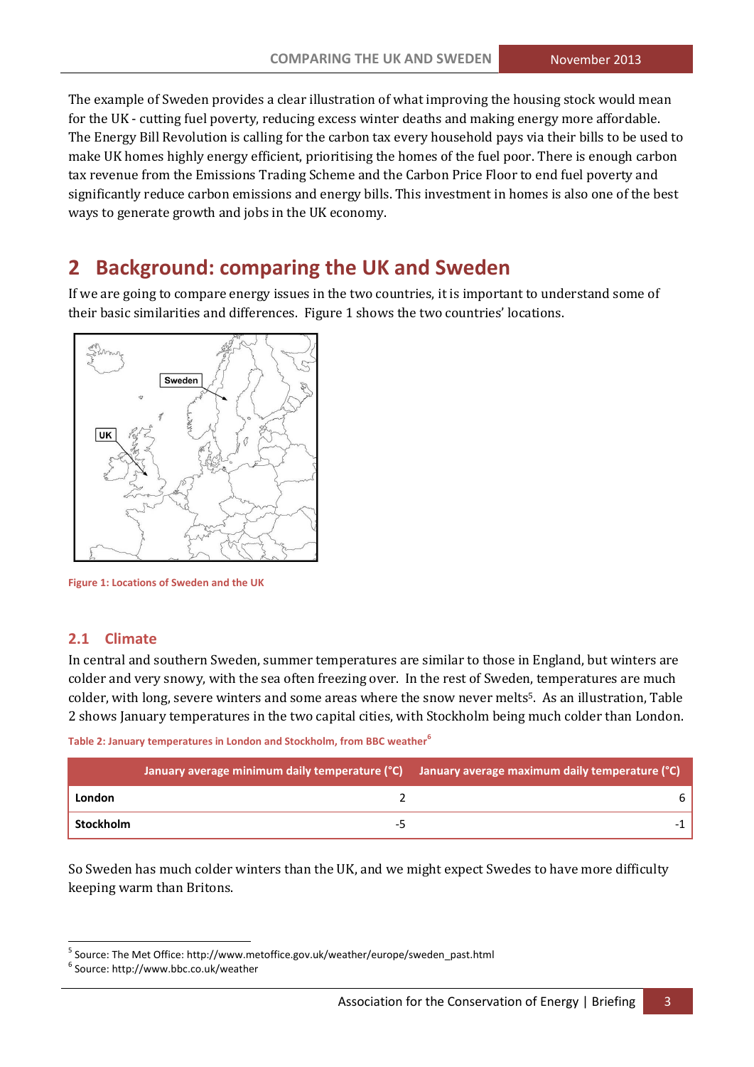The example of Sweden provides a clear illustration of what improving the housing stock would mean for the UK - cutting fuel poverty, reducing excess winter deaths and making energy more affordable. The Energy Bill Revolution is calling for the carbon tax every household pays via their bills to be used to make UK homes highly energy efficient, prioritising the homes of the fuel poor. There is enough carbon tax revenue from the Emissions Trading Scheme and the Carbon Price Floor to end fuel poverty and significantly reduce carbon emissions and energy bills. This investment in homes is also one of the best ways to generate growth and jobs in the UK economy.

# 2 Background: comparing the UK and Sweden

If we are going to compare energy issues in the two countries, it is important to understand some of their basic similarities and differences. Figure 1 shows the two countries' locations.

Figure 1: Locations of Sweden and the UK

## 2.1 Climate

In central and southern Sweden, summer temperatures are similar to those in England, but winters are colder and very snowy, with the sea often freezing over. In the rest of Sweden, temperatures are much colder, with long, severe winters and some areas where the snow never melts[5]. As an illustration, Table 2 shows January temperatures in the two capital cities, with Stockholm being much colder than London.

Table 2: January temperatures in London and Stockholm, from BBC weather[6]

| | January average minimum daily temperature (°C) | January average maximum daily temperature (°C) |
|---|---|---|
| **London** | 2 | 6 |
| **Stockholm** | -5 | -1 |

So Sweden has much colder winters than the UK, and we might expect Swedes to have more difficulty keeping warm than Britons.

[5] Source: The Met Office: http://www.metoffice.gov.uk/weather/europe/sweden_past.html
[6] Source: http://www.bbc.co.uk/weather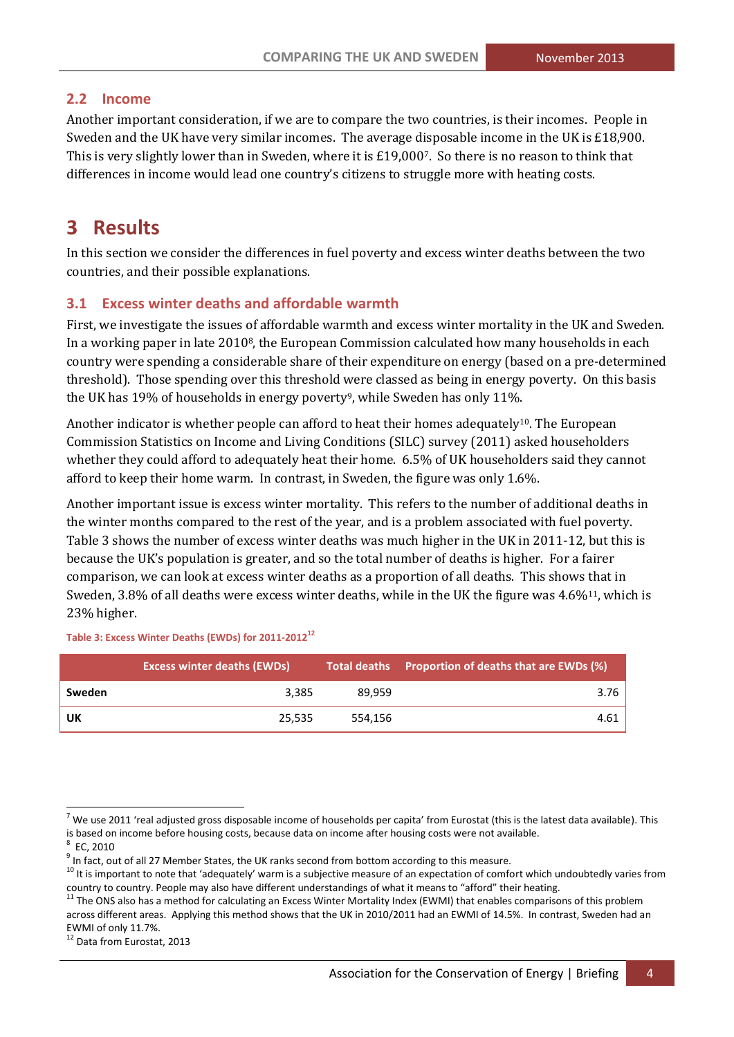## 2.2 Income

Another important consideration, if we are to compare the two countries, is their incomes. People in Sweden and the UK have very similar incomes. The average disposable income in the UK is £18,900. This is very slightly lower than in Sweden, where it is £19,000[7]. So there is no reason to think that differences in income would lead one country's citizens to struggle more with heating costs.

# 3 Results

In this section we consider the differences in fuel poverty and excess winter deaths between the two countries, and their possible explanations.

## 3.1 Excess winter deaths and affordable warmth

First, we investigate the issues of affordable warmth and excess winter mortality in the UK and Sweden. In a working paper in late 2010[8], the European Commission calculated how many households in each country were spending a considerable share of their expenditure on energy (based on a pre-determined threshold). Those spending over this threshold were classed as being in energy poverty. On this basis the UK has 19% of households in energy poverty[9], while Sweden has only 11%.

Another indicator is whether people can afford to heat their homes adequately[10]. The European Commission Statistics on Income and Living Conditions (SILC) survey (2011) asked householders whether they could afford to adequately heat their home. 6.5% of UK householders said they cannot afford to keep their home warm. In contrast, in Sweden, the figure was only 1.6%.

Another important issue is excess winter mortality. This refers to the number of additional deaths in the winter months compared to the rest of the year, and is a problem associated with fuel poverty. Table 3 shows the number of excess winter deaths was much higher in the UK in 2011-12, but this is because the UK's population is greater, and so the total number of deaths is higher. For a fairer comparison, we can look at excess winter deaths as a proportion of all deaths. This shows that in Sweden, 3.8% of all deaths were excess winter deaths, while in the UK the figure was 4.6%[11], which is 23% higher.

**Table 3: Excess Winter Deaths (EWDs) for 2011-2012[12]**

| | Excess winter deaths (EWDs) | Total deaths | Proportion of deaths that are EWDs (%) |
|---|---|---|---|
| **Sweden** | 3,385 | 89,959 | 3.76 |
| **UK** | 25,535 | 554,156 | 4.61 |

---

[7] We use 2011 'real adjusted gross disposable income of households per capita' from Eurostat (this is the latest data available). This is based on income before housing costs, because data on income after housing costs were not available.

[8] EC, 2010

[9] In fact, out of all 27 Member States, the UK ranks second from bottom according to this measure.

[10] It is important to note that 'adequately' warm is a subjective measure of an expectation of comfort which undoubtedly varies from country to country. People may also have different understandings of what it means to "afford" their heating.

[11] The ONS also has a method for calculating an Excess Winter Mortality Index (EWMI) that enables comparisons of this problem across different areas. Applying this method shows that the UK in 2010/2011 had an EWMI of 14.5%. In contrast, Sweden had an EWMI of only 11.7%.

[12] Data from Eurostat, 2013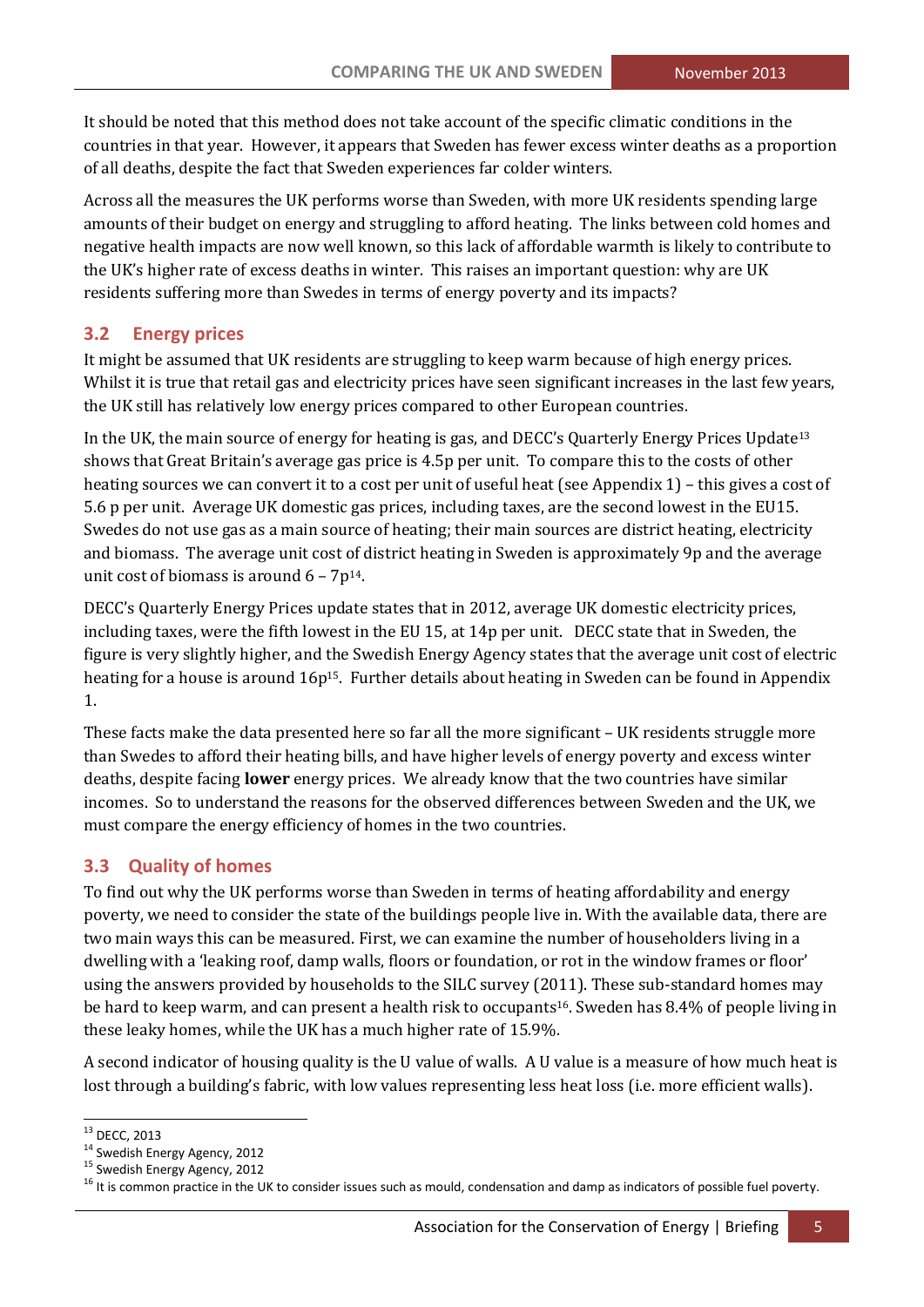It should be noted that this method does not take account of the specific climatic conditions in the countries in that year. However, it appears that Sweden has fewer excess winter deaths as a proportion of all deaths, despite the fact that Sweden experiences far colder winters.

Across all the measures the UK performs worse than Sweden, with more UK residents spending large amounts of their budget on energy and struggling to afford heating. The links between cold homes and negative health impacts are now well known, so this lack of affordable warmth is likely to contribute to the UK's higher rate of excess deaths in winter. This raises an important question: why are UK residents suffering more than Swedes in terms of energy poverty and its impacts?

## 3.2 Energy prices

It might be assumed that UK residents are struggling to keep warm because of high energy prices. Whilst it is true that retail gas and electricity prices have seen significant increases in the last few years, the UK still has relatively low energy prices compared to other European countries.

In the UK, the main source of energy for heating is gas, and DECC's Quarterly Energy Prices Update[13] shows that Great Britain's average gas price is 4.5p per unit. To compare this to the costs of other heating sources we can convert it to a cost per unit of useful heat (see Appendix 1) – this gives a cost of 5.6 p per unit. Average UK domestic gas prices, including taxes, are the second lowest in the EU15. Swedes do not use gas as a main source of heating; their main sources are district heating, electricity and biomass. The average unit cost of district heating in Sweden is approximately 9p and the average unit cost of biomass is around 6 – 7p[14].

DECC's Quarterly Energy Prices update states that in 2012, average UK domestic electricity prices, including taxes, were the fifth lowest in the EU 15, at 14p per unit. DECC state that in Sweden, the figure is very slightly higher, and the Swedish Energy Agency states that the average unit cost of electric heating for a house is around 16p[15]. Further details about heating in Sweden can be found in Appendix 1.

These facts make the data presented here so far all the more significant – UK residents struggle more than Swedes to afford their heating bills, and have higher levels of energy poverty and excess winter deaths, despite facing **lower** energy prices. We already know that the two countries have similar incomes. So to understand the reasons for the observed differences between Sweden and the UK, we must compare the energy efficiency of homes in the two countries.

## 3.3 Quality of homes

To find out why the UK performs worse than Sweden in terms of heating affordability and energy poverty, we need to consider the state of the buildings people live in. With the available data, there are two main ways this can be measured. First, we can examine the number of householders living in a dwelling with a 'leaking roof, damp walls, floors or foundation, or rot in the window frames or floor' using the answers provided by households to the SILC survey (2011). These sub-standard homes may be hard to keep warm, and can present a health risk to occupants[16]. Sweden has 8.4% of people living in these leaky homes, while the UK has a much higher rate of 15.9%.

A second indicator of housing quality is the U value of walls. A U value is a measure of how much heat is lost through a building's fabric, with low values representing less heat loss (i.e. more efficient walls).

---

[13] DECC, 2013

[14] Swedish Energy Agency, 2012

[15] Swedish Energy Agency, 2012

[16] It is common practice in the UK to consider issues such as mould, condensation and damp as indicators of possible fuel poverty.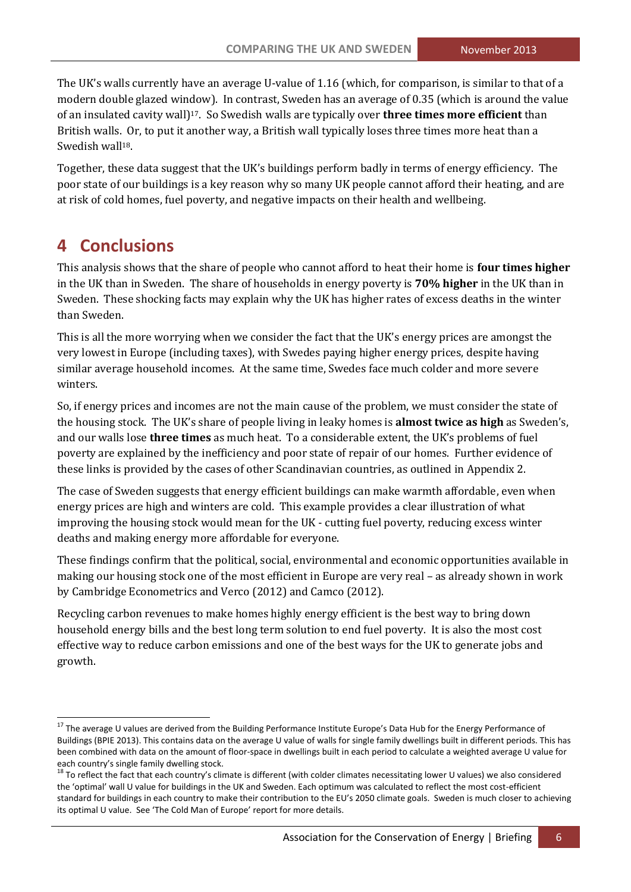The UK's walls currently have an average U-value of 1.16 (which, for comparison, is similar to that of a modern double glazed window). In contrast, Sweden has an average of 0.35 (which is around the value of an insulated cavity wall)[17]. So Swedish walls are typically over **three times more efficient** than British walls. Or, to put it another way, a British wall typically loses three times more heat than a Swedish wall[18].

Together, these data suggest that the UK's buildings perform badly in terms of energy efficiency. The poor state of our buildings is a key reason why so many UK people cannot afford their heating, and are at risk of cold homes, fuel poverty, and negative impacts on their health and wellbeing.

# 4 Conclusions

This analysis shows that the share of people who cannot afford to heat their home is **four times higher** in the UK than in Sweden. The share of households in energy poverty is **70% higher** in the UK than in Sweden. These shocking facts may explain why the UK has higher rates of excess deaths in the winter than Sweden.

This is all the more worrying when we consider the fact that the UK's energy prices are amongst the very lowest in Europe (including taxes), with Swedes paying higher energy prices, despite having similar average household incomes. At the same time, Swedes face much colder and more severe winters.

So, if energy prices and incomes are not the main cause of the problem, we must consider the state of the housing stock. The UK's share of people living in leaky homes is **almost twice as high** as Sweden's, and our walls lose **three times** as much heat. To a considerable extent, the UK's problems of fuel poverty are explained by the inefficiency and poor state of repair of our homes. Further evidence of these links is provided by the cases of other Scandinavian countries, as outlined in Appendix 2.

The case of Sweden suggests that energy efficient buildings can make warmth affordable, even when energy prices are high and winters are cold. This example provides a clear illustration of what improving the housing stock would mean for the UK - cutting fuel poverty, reducing excess winter deaths and making energy more affordable for everyone.

These findings confirm that the political, social, environmental and economic opportunities available in making our housing stock one of the most efficient in Europe are very real – as already shown in work by Cambridge Econometrics and Verco (2012) and Camco (2012).

Recycling carbon revenues to make homes highly energy efficient is the best way to bring down household energy bills and the best long term solution to end fuel poverty. It is also the most cost effective way to reduce carbon emissions and one of the best ways for the UK to generate jobs and growth.

---

[17] The average U values are derived from the Building Performance Institute Europe's Data Hub for the Energy Performance of Buildings (BPIE 2013). This contains data on the average U value of walls for single family dwellings built in different periods. This has been combined with data on the amount of floor-space in dwellings built in each period to calculate a weighted average U value for each country's single family dwelling stock.

[18] To reflect the fact that each country's climate is different (with colder climates necessitating lower U values) we also considered the 'optimal' wall U value for buildings in the UK and Sweden. Each optimum was calculated to reflect the most cost-efficient standard for buildings in each country to make their contribution to the EU's 2050 climate goals. Sweden is much closer to achieving its optimal U value. See 'The Cold Man of Europe' report for more details.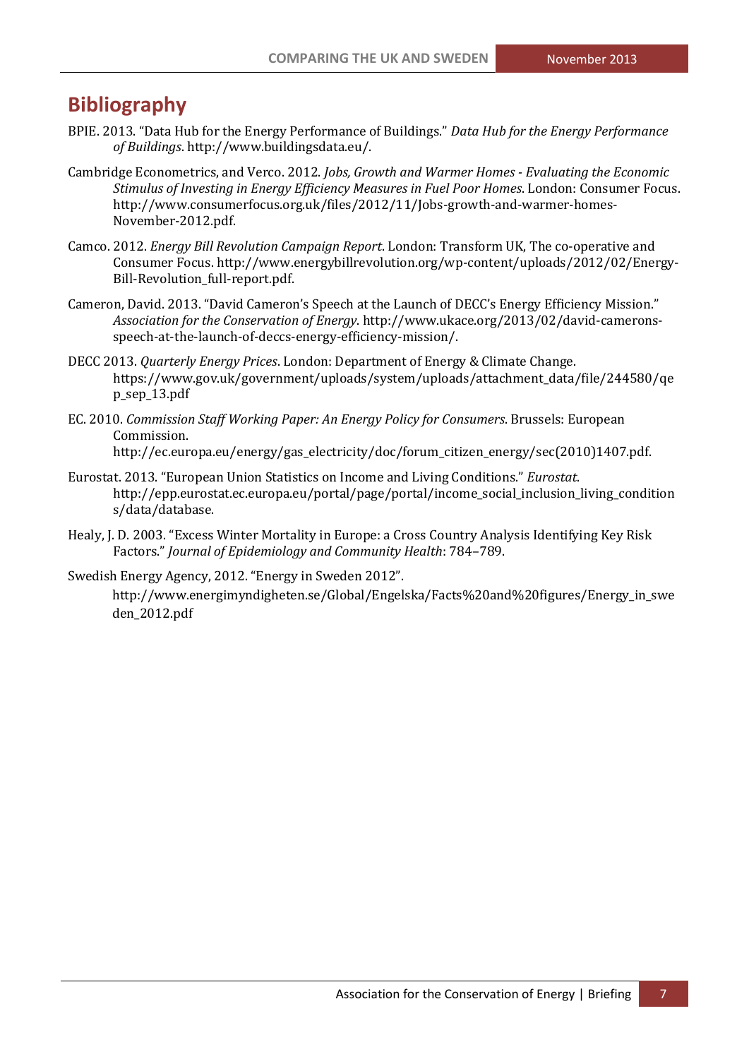# Bibliography

BPIE. 2013. “Data Hub for the Energy Performance of Buildings.” *Data Hub for the Energy Performance of Buildings*. http://www.buildingsdata.eu/.

Cambridge Econometrics, and Verco. 2012. *Jobs, Growth and Warmer Homes - Evaluating the Economic Stimulus of Investing in Energy Efficiency Measures in Fuel Poor Homes*. London: Consumer Focus. http://www.consumerfocus.org.uk/files/2012/11/Jobs-growth-and-warmer-homes-November-2012.pdf.

Camco. 2012. *Energy Bill Revolution Campaign Report*. London: Transform UK, The co-operative and Consumer Focus. http://www.energybillrevolution.org/wp-content/uploads/2012/02/Energy-Bill-Revolution_full-report.pdf.

Cameron, David. 2013. “David Cameron’s Speech at the Launch of DECC’s Energy Efficiency Mission.” *Association for the Conservation of Energy*. http://www.ukace.org/2013/02/david-camerons-speech-at-the-launch-of-deccs-energy-efficiency-mission/.

DECC 2013. *Quarterly Energy Prices*. London: Department of Energy & Climate Change. https://www.gov.uk/government/uploads/system/uploads/attachment_data/file/244580/qep_sep_13.pdf

EC. 2010. *Commission Staff Working Paper: An Energy Policy for Consumers*. Brussels: European Commission. http://ec.europa.eu/energy/gas_electricity/doc/forum_citizen_energy/sec(2010)1407.pdf.

Eurostat. 2013. “European Union Statistics on Income and Living Conditions.” *Eurostat*. http://epp.eurostat.ec.europa.eu/portal/page/portal/income_social_inclusion_living_conditions/data/database.

Healy, J. D. 2003. “Excess Winter Mortality in Europe: a Cross Country Analysis Identifying Key Risk Factors.” *Journal of Epidemiology and Community Health*: 784–789.

Swedish Energy Agency, 2012. “Energy in Sweden 2012”. http://www.energimyndigheten.se/Global/Engelska/Facts%20and%20figures/Energy_in_sweden_2012.pdf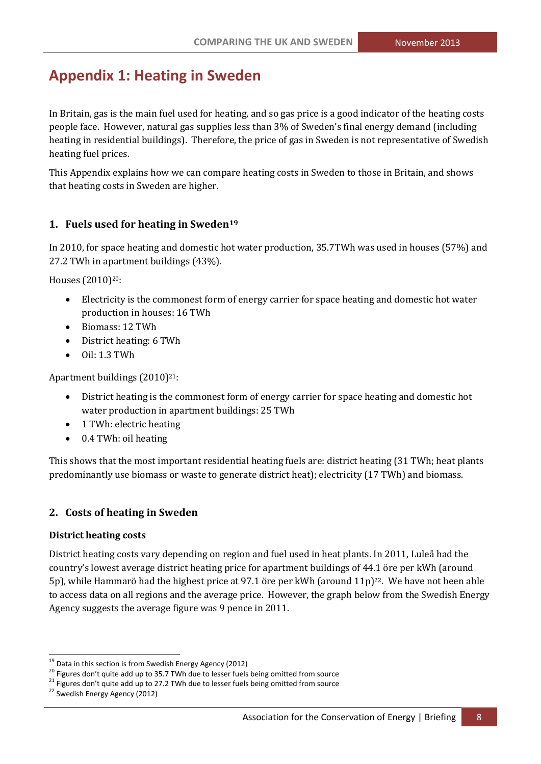# Appendix 1: Heating in Sweden

In Britain, gas is the main fuel used for heating, and so gas price is a good indicator of the heating costs people face. However, natural gas supplies less than 3% of Sweden's final energy demand (including heating in residential buildings). Therefore, the price of gas in Sweden is not representative of Swedish heating fuel prices.

This Appendix explains how we can compare heating costs in Sweden to those in Britain, and shows that heating costs in Sweden are higher.

## 1. Fuels used for heating in Sweden[19]

In 2010, for space heating and domestic hot water production, 35.7TWh was used in houses (57%) and 27.2 TWh in apartment buildings (43%).

Houses (2010)[20]:

- Electricity is the commonest form of energy carrier for space heating and domestic hot water production in houses: 16 TWh
- Biomass: 12 TWh
- District heating: 6 TWh
- Oil: 1.3 TWh

Apartment buildings (2010)[21]:

- District heating is the commonest form of energy carrier for space heating and domestic hot water production in apartment buildings: 25 TWh
- 1 TWh: electric heating
- 0.4 TWh: oil heating

This shows that the most important residential heating fuels are: district heating (31 TWh; heat plants predominantly use biomass or waste to generate district heat); electricity (17 TWh) and biomass.

## 2. Costs of heating in Sweden

**District heating costs**

District heating costs vary depending on region and fuel used in heat plants. In 2011, Luleå had the country's lowest average district heating price for apartment buildings of 44.1 öre per kWh (around 5p), while Hammarö had the highest price at 97.1 öre per kWh (around 11p)[22]. We have not been able to access data on all regions and the average price. However, the graph below from the Swedish Energy Agency suggests the average figure was 9 pence in 2011.

---

[19] Data in this section is from Swedish Energy Agency (2012)

[20] Figures don't quite add up to 35.7 TWh due to lesser fuels being omitted from source

[21] Figures don't quite add up to 27.2 TWh due to lesser fuels being omitted from source

[22] Swedish Energy Agency (2012)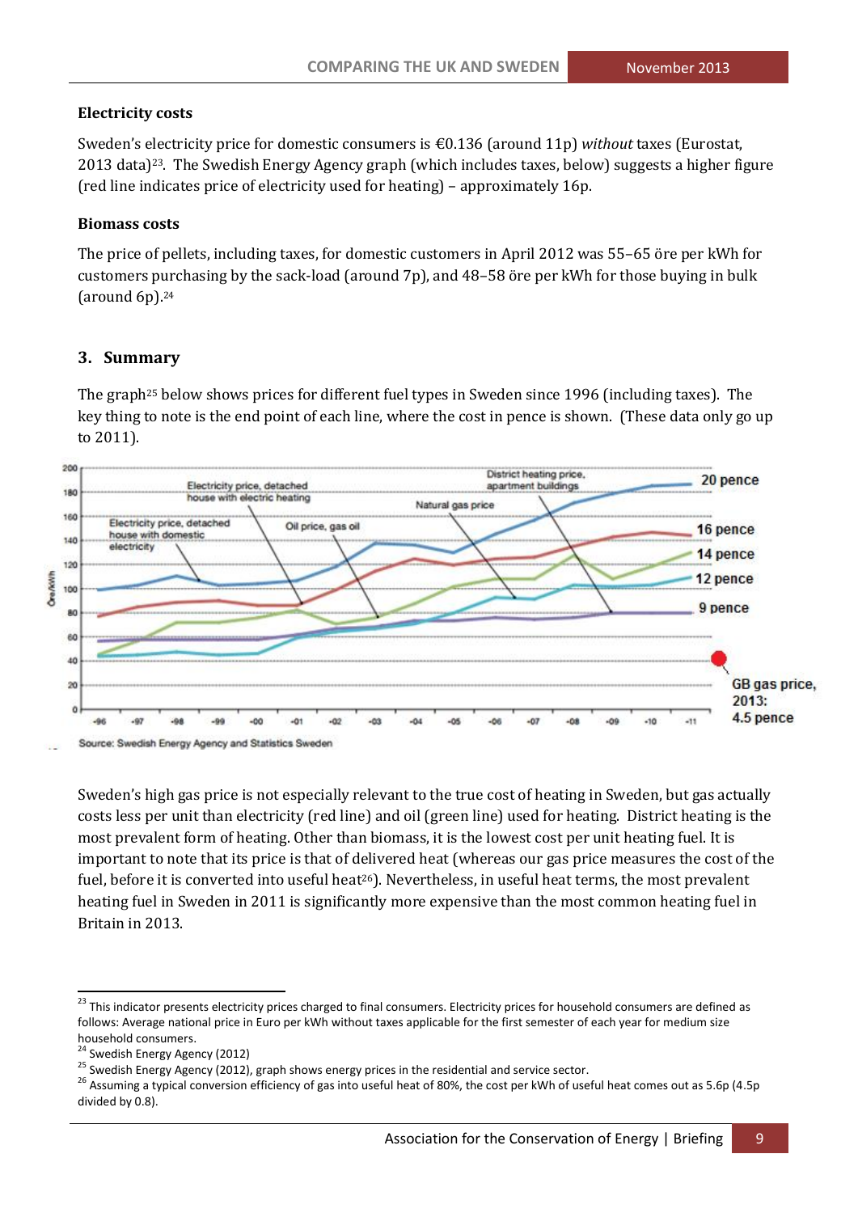### Electricity costs

Sweden's electricity price for domestic consumers is €0.136 (around 11p) *without* taxes (Eurostat, 2013 data)[23]. The Swedish Energy Agency graph (which includes taxes, below) suggests a higher figure (red line indicates price of electricity used for heating) – approximately 16p.

### Biomass costs

The price of pellets, including taxes, for domestic customers in April 2012 was 55–65 öre per kWh for customers purchasing by the sack-load (around 7p), and 48–58 öre per kWh for those buying in bulk (around 6p).[24]

## 3. Summary

The graph[25] below shows prices for different fuel types in Sweden since 1996 (including taxes). The key thing to note is the end point of each line, where the cost in pence is shown. (These data only go up to 2011).

Source: Swedish Energy Agency and Statistics Sweden

Sweden's high gas price is not especially relevant to the true cost of heating in Sweden, but gas actually costs less per unit than electricity (red line) and oil (green line) used for heating. District heating is the most prevalent form of heating. Other than biomass, it is the lowest cost per unit heating fuel. It is important to note that its price is that of delivered heat (whereas our gas price measures the cost of the fuel, before it is converted into useful heat[26]). Nevertheless, in useful heat terms, the most prevalent heating fuel in Sweden in 2011 is significantly more expensive than the most common heating fuel in Britain in 2013.

---

[23] This indicator presents electricity prices charged to final consumers. Electricity prices for household consumers are defined as follows: Average national price in Euro per kWh without taxes applicable for the first semester of each year for medium size household consumers.

[24] Swedish Energy Agency (2012)

[25] Swedish Energy Agency (2012), graph shows energy prices in the residential and service sector.

[26] Assuming a typical conversion efficiency of gas into useful heat of 80%, the cost per kWh of useful heat comes out as 5.6p (4.5p divided by 0.8).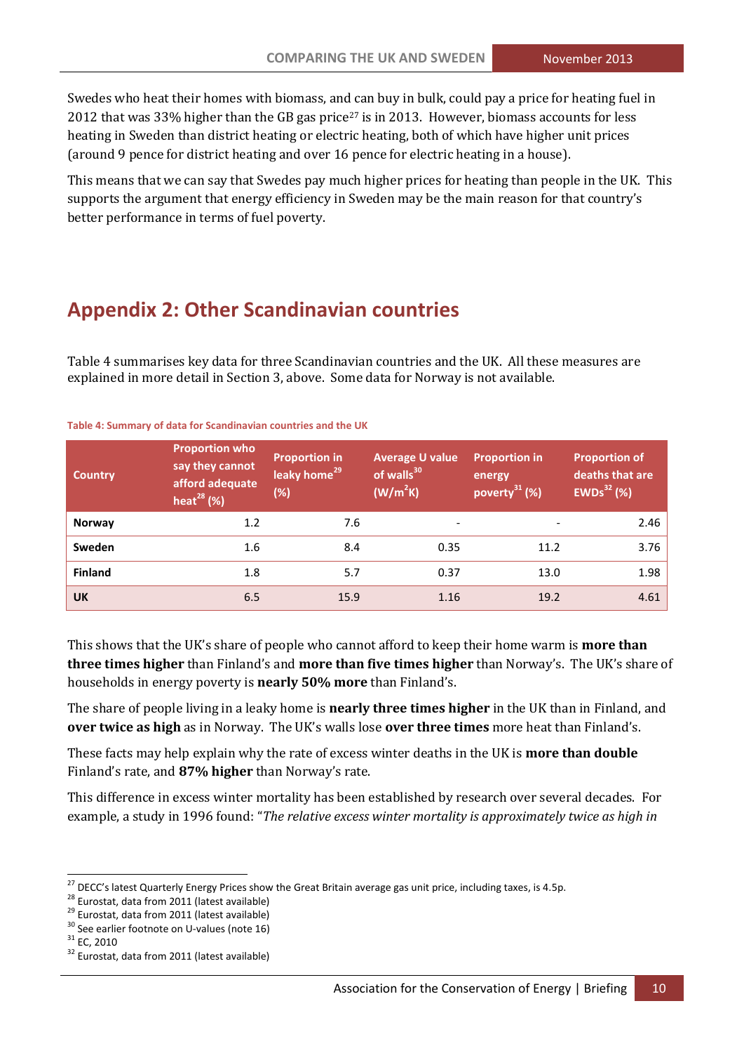Swedes who heat their homes with biomass, and can buy in bulk, could pay a price for heating fuel in 2012 that was 33% higher than the GB gas price[27] is in 2013. However, biomass accounts for less heating in Sweden than district heating or electric heating, both of which have higher unit prices (around 9 pence for district heating and over 16 pence for electric heating in a house).

This means that we can say that Swedes pay much higher prices for heating than people in the UK. This supports the argument that energy efficiency in Sweden may be the main reason for that country's better performance in terms of fuel poverty.

# Appendix 2: Other Scandinavian countries

Table 4 summarises key data for three Scandinavian countries and the UK. All these measures are explained in more detail in Section 3, above. Some data for Norway is not available.

Table 4: Summary of data for Scandinavian countries and the UK

| Country | Proportion who say they cannot afford adequate heat[28] (%) | Proportion in leaky home[29] (%) | Average U value of walls[30] ($W/m^2K$) | Proportion in energy poverty[31] (%) | Proportion of deaths that are EWDs[32] (%) |
|---|---|---|---|---|---|
| **Norway** | 1.2 | 7.6 | - | - | 2.46 |
| **Sweden** | 1.6 | 8.4 | 0.35 | 11.2 | 3.76 |
| **Finland** | 1.8 | 5.7 | 0.37 | 13.0 | 1.98 |
| **UK** | 6.5 | 15.9 | 1.16 | 19.2 | 4.61 |

This shows that the UK's share of people who cannot afford to keep their home warm is **more than three times higher** than Finland's and **more than five times higher** than Norway's. The UK's share of households in energy poverty is **nearly 50% more** than Finland's.

The share of people living in a leaky home is **nearly three times higher** in the UK than in Finland, and **over twice as high** as in Norway. The UK's walls lose **over three times** more heat than Finland's.

These facts may help explain why the rate of excess winter deaths in the UK is **more than double** Finland's rate, and **87% higher** than Norway's rate.

This difference in excess winter mortality has been established by research over several decades. For example, a study in 1996 found: "*The relative excess winter mortality is approximately twice as high in*

---

[27] DECC's latest Quarterly Energy Prices show the Great Britain average gas unit price, including taxes, is 4.5p.
[28] Eurostat, data from 2011 (latest available)
[29] Eurostat, data from 2011 (latest available)
[30] See earlier footnote on U-values (note 16)
[31] EC, 2010
[32] Eurostat, data from 2011 (latest available)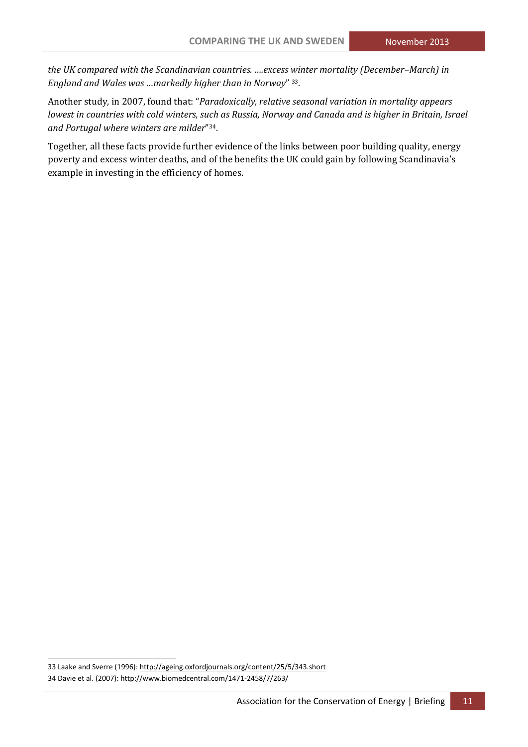*the UK compared with the Scandinavian countries. ….excess winter mortality (December–March) in England and Wales was …markedly higher than in Norway*" [33].

Another study, in 2007, found that: "*Paradoxically, relative seasonal variation in mortality appears lowest in countries with cold winters, such as Russia, Norway and Canada and is higher in Britain, Israel and Portugal where winters are milder*"[34].

Together, all these facts provide further evidence of the links between poor building quality, energy poverty and excess winter deaths, and of the benefits the UK could gain by following Scandinavia's example in investing in the efficiency of homes.

---

33 Laake and Sverre (1996): http://ageing.oxfordjournals.org/content/25/5/343.short

34 Davie et al. (2007): http://www.biomedcentral.com/1471-2458/7/263/